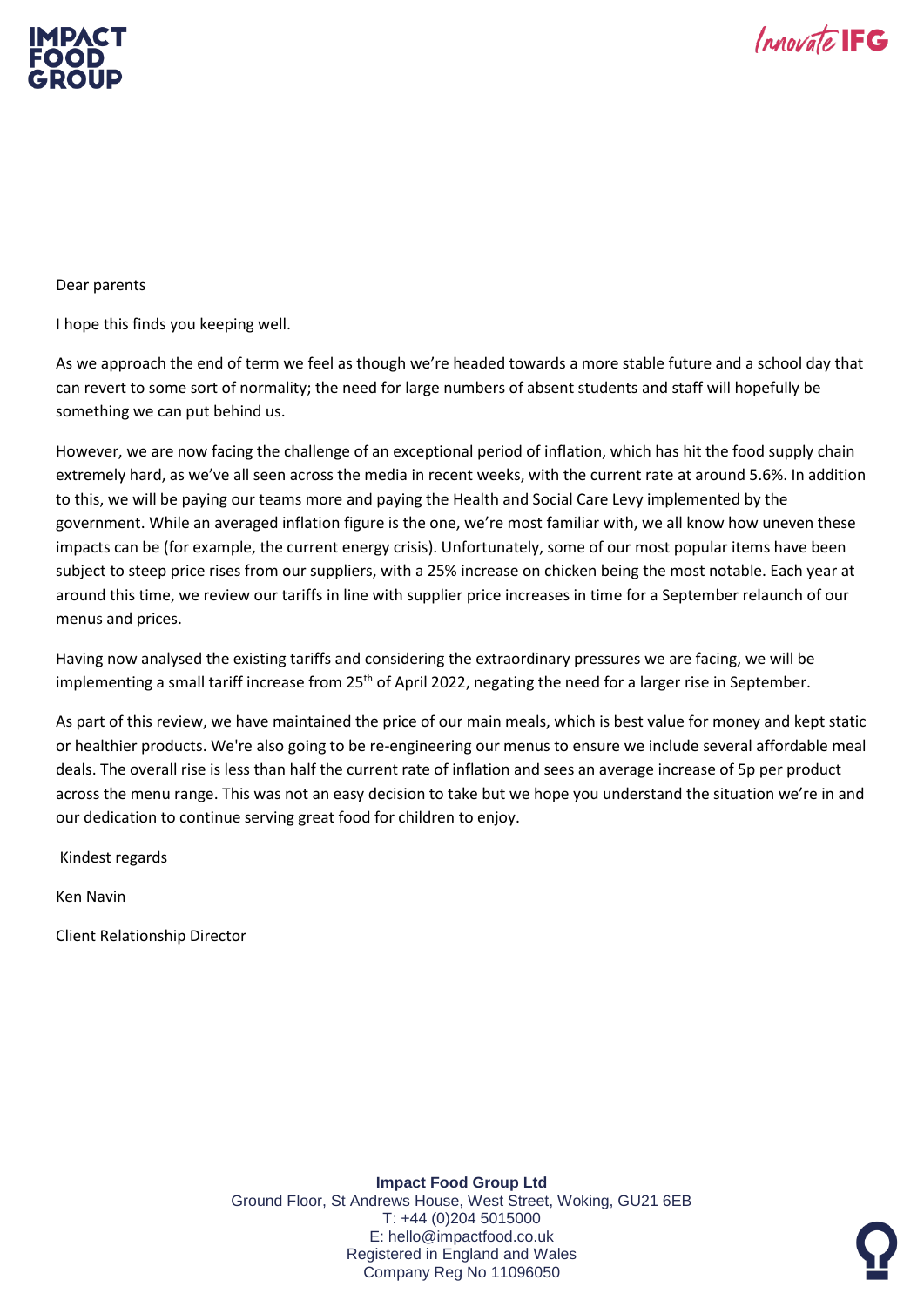IMPACT FOOD GROUP

Innovate IFG

Dear parents

I hope this finds you keeping well.

As we approach the end of term we feel as though we're headed towards a more stable future and a school day that can revert to some sort of normality; the need for large numbers of absent students and staff will hopefully be something we can put behind us.

However, we are now facing the challenge of an exceptional period of inflation, which has hit the food supply chain extremely hard, as we've all seen across the media in recent weeks, with the current rate at around 5.6%. In addition to this, we will be paying our teams more and paying the Health and Social Care Levy implemented by the government. While an averaged inflation figure is the one, we're most familiar with, we all know how uneven these impacts can be (for example, the current energy crisis). Unfortunately, some of our most popular items have been subject to steep price rises from our suppliers, with a 25% increase on chicken being the most notable. Each year at around this time, we review our tariffs in line with supplier price increases in time for a September relaunch of our menus and prices.

Having now analysed the existing tariffs and considering the extraordinary pressures we are facing, we will be implementing a small tariff increase from 25th of April 2022, negating the need for a larger rise in September.

As part of this review, we have maintained the price of our main meals, which is best value for money and kept static or healthier products. We're also going to be re-engineering our menus to ensure we include several affordable meal deals. The overall rise is less than half the current rate of inflation and sees an average increase of 5p per product across the menu range. This was not an easy decision to take but we hope you understand the situation we're in and our dedication to continue serving great food for children to enjoy.

Kindest regards

Ken Navin

Client Relationship Director

**Impact Food Group Ltd**
Ground Floor, St Andrews House, West Street, Woking, GU21 6EB
T: +44 (0)204 5015000
E: hello@impactfood.co.uk
Registered in England and Wales
Company Reg No 11096050